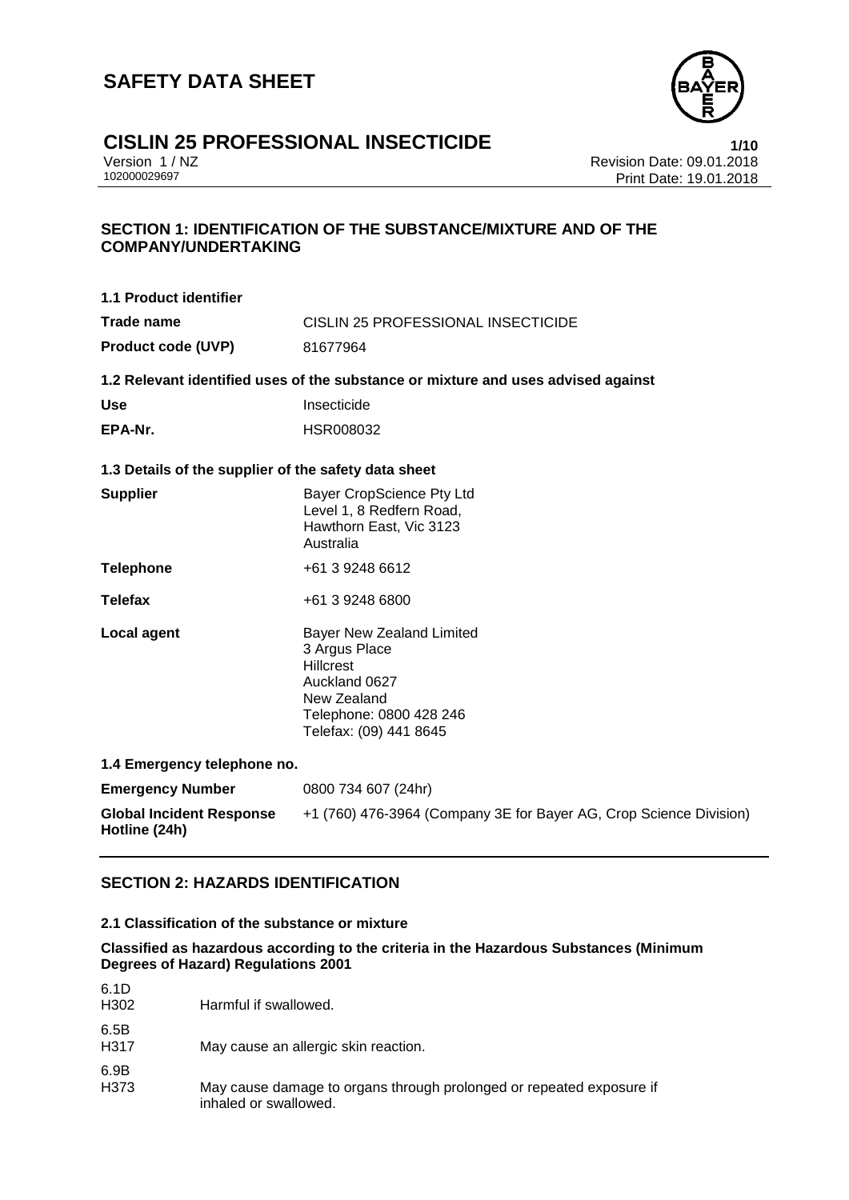# SAFETY DATA SHEET

## CISLIN 25 PROFESSIONAL INSECTICIDE

Version 1 / NZ
102000029697

Revision Date: 09.01.2018
Print Date: 19.01.2018

## SECTION 1: IDENTIFICATION OF THE SUBSTANCE/MIXTURE AND OF THE COMPANY/UNDERTAKING

### 1.1 Product identifier

| | |
|---|---|
| **Trade name** | CISLIN 25 PROFESSIONAL INSECTICIDE |
| **Product code (UVP)** | 81677964 |

### 1.2 Relevant identified uses of the substance or mixture and uses advised against

| | |
|---|---|
| **Use** | Insecticide |
| **EPA-Nr.** | HSR008032 |

### 1.3 Details of the supplier of the safety data sheet

| | |
|---|---|
| **Supplier** | Bayer CropScience Pty Ltd<br>Level 1, 8 Redfern Road,<br>Hawthorn East, Vic 3123<br>Australia |
| **Telephone** | +61 3 9248 6612 |
| **Telefax** | +61 3 9248 6800 |
| **Local agent** | Bayer New Zealand Limited<br>3 Argus Place<br>Hillcrest<br>Auckland 0627<br>New Zealand<br>Telephone: 0800 428 246<br>Telefax: (09) 441 8645 |

### 1.4 Emergency telephone no.

| | |
|---|---|
| **Emergency Number** | 0800 734 607 (24hr) |
| **Global Incident Response Hotline (24h)** | +1 (760) 476-3964 (Company 3E for Bayer AG, Crop Science Division) |

## SECTION 2: HAZARDS IDENTIFICATION

### 2.1 Classification of the substance or mixture

**Classified as hazardous according to the criteria in the Hazardous Substances (Minimum Degrees of Hazard) Regulations 2001**

| | |
|---|---|
| 6.1D<br>H302 | Harmful if swallowed. |
| 6.5B<br>H317 | May cause an allergic skin reaction. |
| 6.9B<br>H373 | May cause damage to organs through prolonged or repeated exposure if inhaled or swallowed. |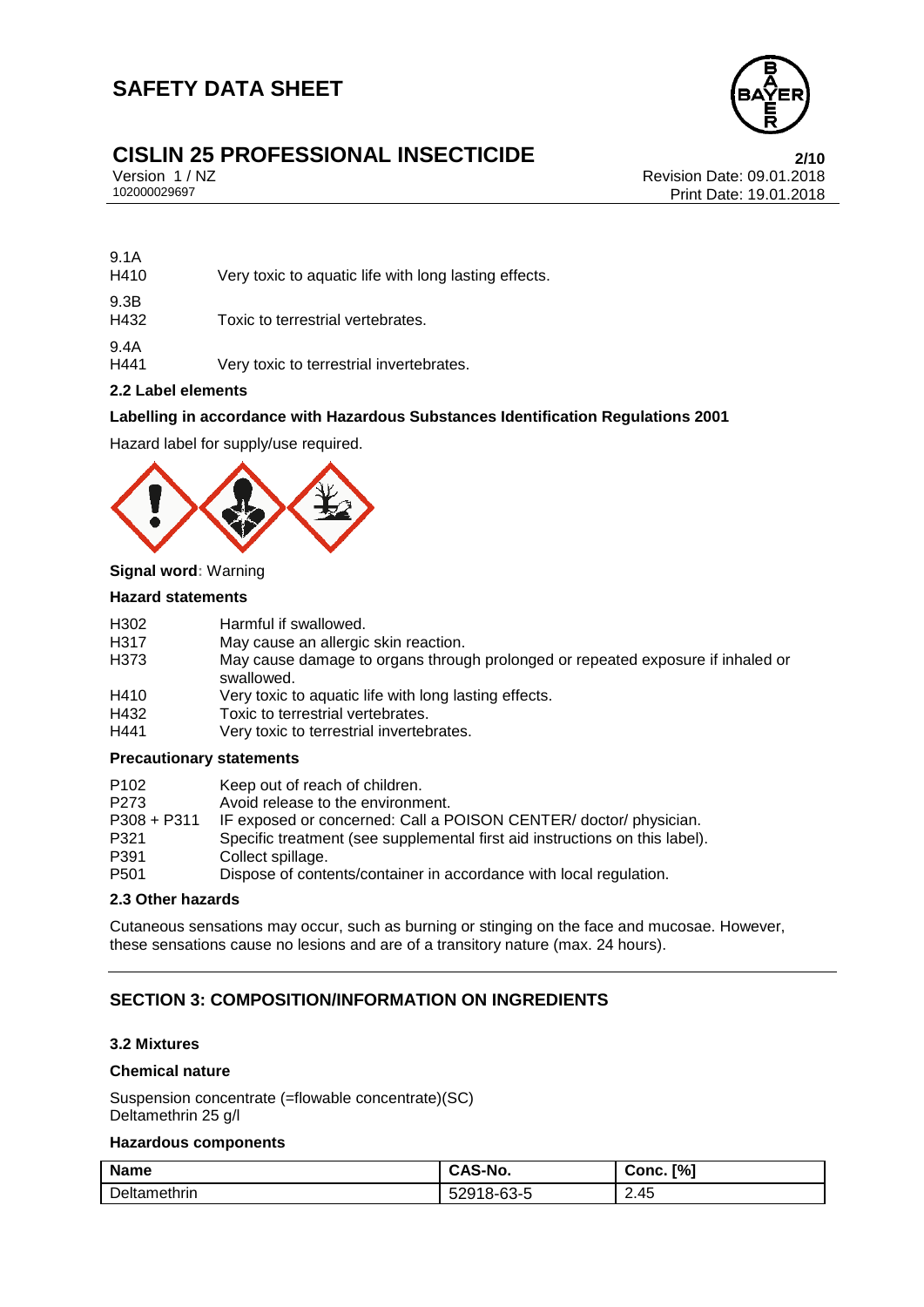9.1A
H410 Very toxic to aquatic life with long lasting effects.

9.3B
H432 Toxic to terrestrial vertebrates.

9.4A
H441 Very toxic to terrestrial invertebrates.

### 2.2 Label elements

**Labelling in accordance with Hazardous Substances Identification Regulations 2001**

Hazard label for supply/use required.

**Signal word**: Warning

**Hazard statements**

| | |
|---|---|
| H302 | Harmful if swallowed. |
| H317 | May cause an allergic skin reaction. |
| H373 | May cause damage to organs through prolonged or repeated exposure if inhaled or swallowed. |
| H410 | Very toxic to aquatic life with long lasting effects. |
| H432 | Toxic to terrestrial vertebrates. |
| H441 | Very toxic to terrestrial invertebrates. |

**Precautionary statements**

| | |
|---|---|
| P102 | Keep out of reach of children. |
| P273 | Avoid release to the environment. |
| P308 + P311 | IF exposed or concerned: Call a POISON CENTER/ doctor/ physician. |
| P321 | Specific treatment (see supplemental first aid instructions on this label). |
| P391 | Collect spillage. |
| P501 | Dispose of contents/container in accordance with local regulation. |

### 2.3 Other hazards

Cutaneous sensations may occur, such as burning or stinging on the face and mucosae. However, these sensations cause no lesions and are of a transitory nature (max. 24 hours).

## SECTION 3: COMPOSITION/INFORMATION ON INGREDIENTS

### 3.2 Mixtures

**Chemical nature**

Suspension concentrate (=flowable concentrate)(SC)
Deltamethrin 25 g/l

**Hazardous components**

| Name | CAS-No. | Conc. [%] |
|---|---|---|
| Deltamethrin | 52918-63-5 | 2.45 |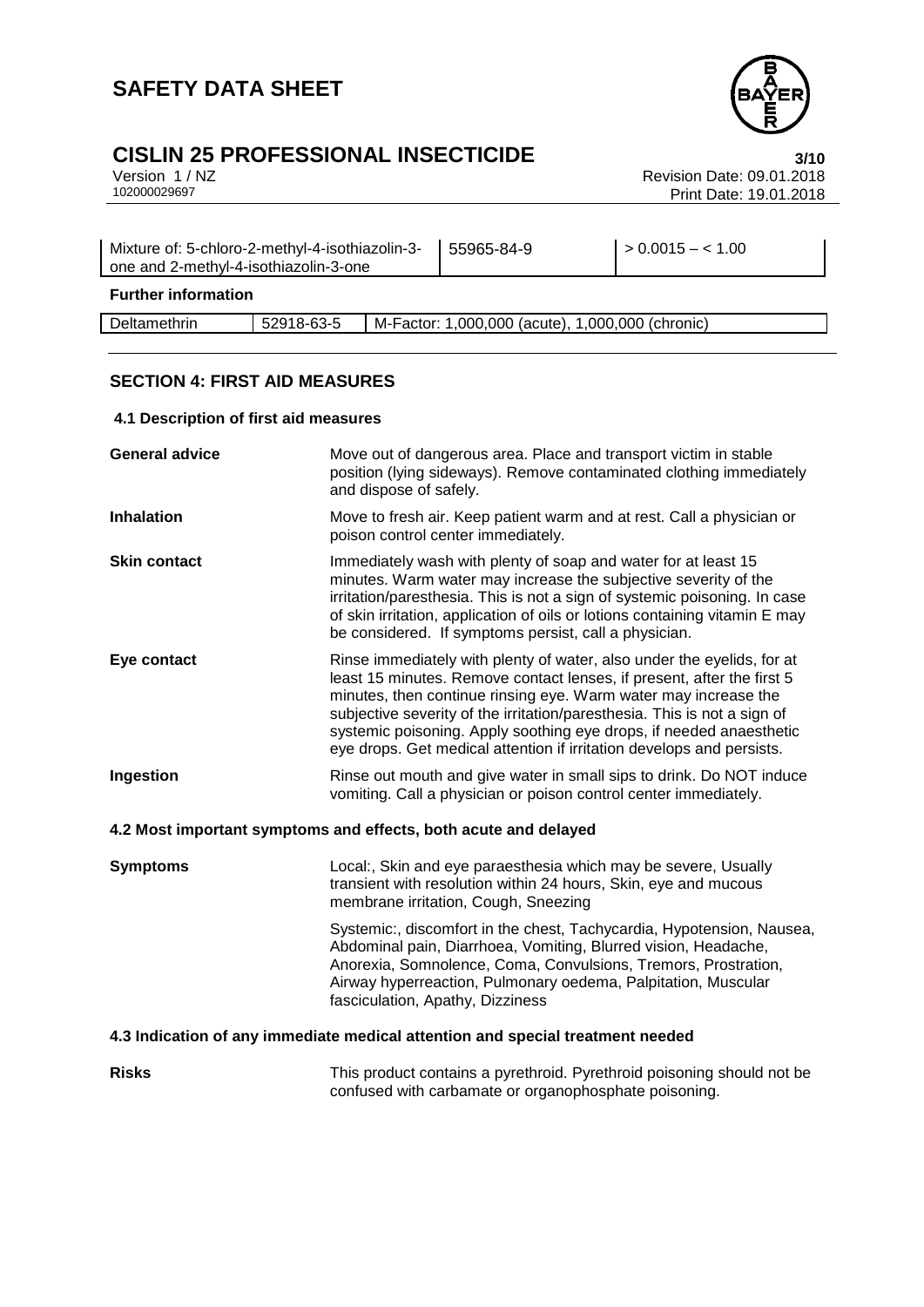| Mixture of: 5-chloro-2-methyl-4-isothiazolin-3-one and 2-methyl-4-isothiazolin-3-one | 55965-84-9 | > 0.0015 – < 1.00 |
|---|---|---|

**Further information**

| Deltamethrin | 52918-63-5 | M-Factor: 1,000,000 (acute), 1,000,000 (chronic) |
|---|---|---|

## SECTION 4: FIRST AID MEASURES

### 4.1 Description of first aid measures

**General advice**
Move out of dangerous area. Place and transport victim in stable position (lying sideways). Remove contaminated clothing immediately and dispose of safely.

**Inhalation**
Move to fresh air. Keep patient warm and at rest. Call a physician or poison control center immediately.

**Skin contact**
Immediately wash with plenty of soap and water for at least 15 minutes. Warm water may increase the subjective severity of the irritation/paresthesia. This is not a sign of systemic poisoning. In case of skin irritation, application of oils or lotions containing vitamin E may be considered. If symptoms persist, call a physician.

**Eye contact**
Rinse immediately with plenty of water, also under the eyelids, for at least 15 minutes. Remove contact lenses, if present, after the first 5 minutes, then continue rinsing eye. Warm water may increase the subjective severity of the irritation/paresthesia. This is not a sign of systemic poisoning. Apply soothing eye drops, if needed anaesthetic eye drops. Get medical attention if irritation develops and persists.

**Ingestion**
Rinse out mouth and give water in small sips to drink. Do NOT induce vomiting. Call a physician or poison control center immediately.

### 4.2 Most important symptoms and effects, both acute and delayed

**Symptoms**
Local:, Skin and eye paraesthesia which may be severe, Usually transient with resolution within 24 hours, Skin, eye and mucous membrane irritation, Cough, Sneezing

Systemic:, discomfort in the chest, Tachycardia, Hypotension, Nausea, Abdominal pain, Diarrhoea, Vomiting, Blurred vision, Headache, Anorexia, Somnolence, Coma, Convulsions, Tremors, Prostration, Airway hyperreaction, Pulmonary oedema, Palpitation, Muscular fasciculation, Apathy, Dizziness

### 4.3 Indication of any immediate medical attention and special treatment needed

**Risks**
This product contains a pyrethroid. Pyrethroid poisoning should not be confused with carbamate or organophosphate poisoning.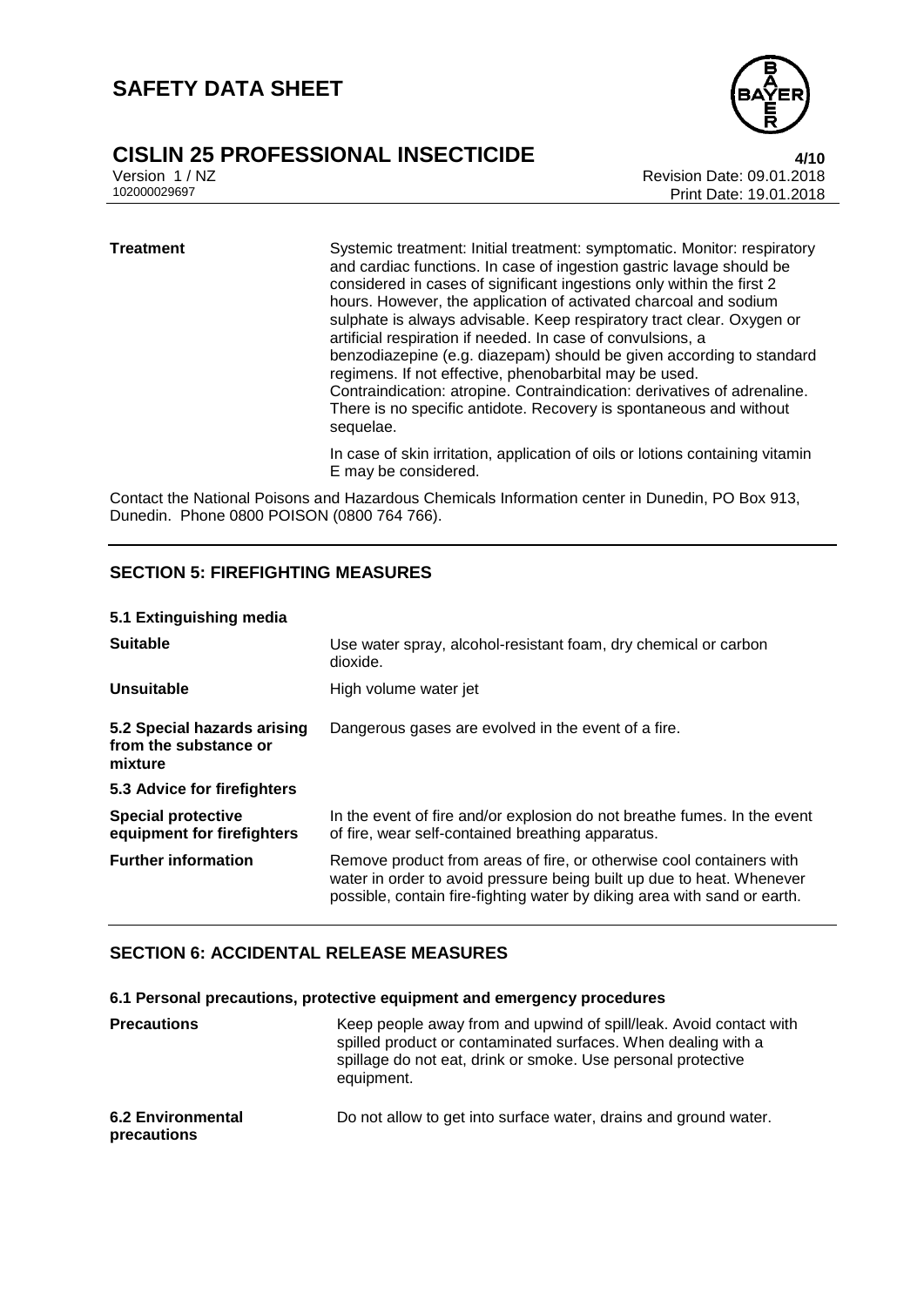| | |
|---|---|
| **Treatment** | Systemic treatment: Initial treatment: symptomatic. Monitor: respiratory and cardiac functions. In case of ingestion gastric lavage should be considered in cases of significant ingestions only within the first 2 hours. However, the application of activated charcoal and sodium sulphate is always advisable. Keep respiratory tract clear. Oxygen or artificial respiration if needed. In case of convulsions, a benzodiazepine (e.g. diazepam) should be given according to standard regimens. If not effective, phenobarbital may be used. Contraindication: atropine. Contraindication: derivatives of adrenaline. There is no specific antidote. Recovery is spontaneous and without sequelae. |
| | In case of skin irritation, application of oils or lotions containing vitamin E may be considered. |

Contact the National Poisons and Hazardous Chemicals Information center in Dunedin, PO Box 913, Dunedin. Phone 0800 POISON (0800 764 766).

## SECTION 5: FIREFIGHTING MEASURES

**5.1 Extinguishing media**

| | |
|---|---|
| **Suitable** | Use water spray, alcohol-resistant foam, dry chemical or carbon dioxide. |
| **Unsuitable** | High volume water jet |
| **5.2 Special hazards arising from the substance or mixture** | Dangerous gases are evolved in the event of a fire. |
| **5.3 Advice for firefighters** | |
| **Special protective equipment for firefighters** | In the event of fire and/or explosion do not breathe fumes. In the event of fire, wear self-contained breathing apparatus. |
| **Further information** | Remove product from areas of fire, or otherwise cool containers with water in order to avoid pressure being built up due to heat. Whenever possible, contain fire-fighting water by diking area with sand or earth. |

## SECTION 6: ACCIDENTAL RELEASE MEASURES

**6.1 Personal precautions, protective equipment and emergency procedures**

| | |
|---|---|
| **Precautions** | Keep people away from and upwind of spill/leak. Avoid contact with spilled product or contaminated surfaces. When dealing with a spillage do not eat, drink or smoke. Use personal protective equipment. |
| **6.2 Environmental precautions** | Do not allow to get into surface water, drains and ground water. |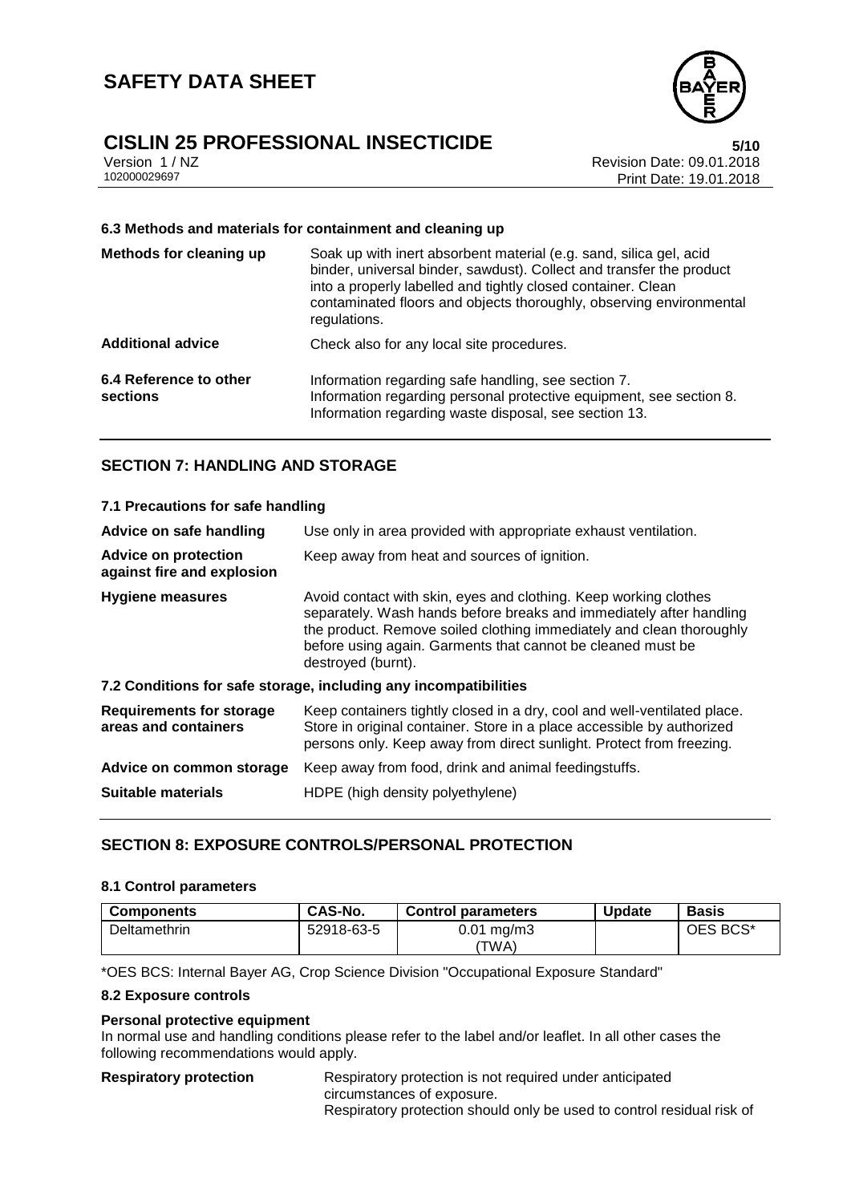#### 6.3 Methods and materials for containment and cleaning up

| | |
|---|---|
| **Methods for cleaning up** | Soak up with inert absorbent material (e.g. sand, silica gel, acid binder, universal binder, sawdust). Collect and transfer the product into a properly labelled and tightly closed container. Clean contaminated floors and objects thoroughly, observing environmental regulations. |
| **Additional advice** | Check also for any local site procedures. |
| **6.4 Reference to other sections** | Information regarding safe handling, see section 7. Information regarding personal protective equipment, see section 8. Information regarding waste disposal, see section 13. |

## SECTION 7: HANDLING AND STORAGE

#### 7.1 Precautions for safe handling

| | |
|---|---|
| **Advice on safe handling** | Use only in area provided with appropriate exhaust ventilation. |
| **Advice on protection against fire and explosion** | Keep away from heat and sources of ignition. |
| **Hygiene measures** | Avoid contact with skin, eyes and clothing. Keep working clothes separately. Wash hands before breaks and immediately after handling the product. Remove soiled clothing immediately and clean thoroughly before using again. Garments that cannot be cleaned must be destroyed (burnt). |

#### 7.2 Conditions for safe storage, including any incompatibilities

| | |
|---|---|
| **Requirements for storage areas and containers** | Keep containers tightly closed in a dry, cool and well-ventilated place. Store in original container. Store in a place accessible by authorized persons only. Keep away from direct sunlight. Protect from freezing. |
| **Advice on common storage** | Keep away from food, drink and animal feedingstuffs. |
| **Suitable materials** | HDPE (high density polyethylene) |

## SECTION 8: EXPOSURE CONTROLS/PERSONAL PROTECTION

#### 8.1 Control parameters

| Components | CAS-No. | Control parameters | Update | Basis |
|---|---|---|---|---|
| Deltamethrin | 52918-63-5 | 0.01 mg/m3 (TWA) | | OES BCS* |

*OES BCS: Internal Bayer AG, Crop Science Division "Occupational Exposure Standard"

#### 8.2 Exposure controls

**Personal protective equipment**

In normal use and handling conditions please refer to the label and/or leaflet. In all other cases the following recommendations would apply.

| | |
|---|---|
| **Respiratory protection** | Respiratory protection is not required under anticipated circumstances of exposure. Respiratory protection should only be used to control residual risk of |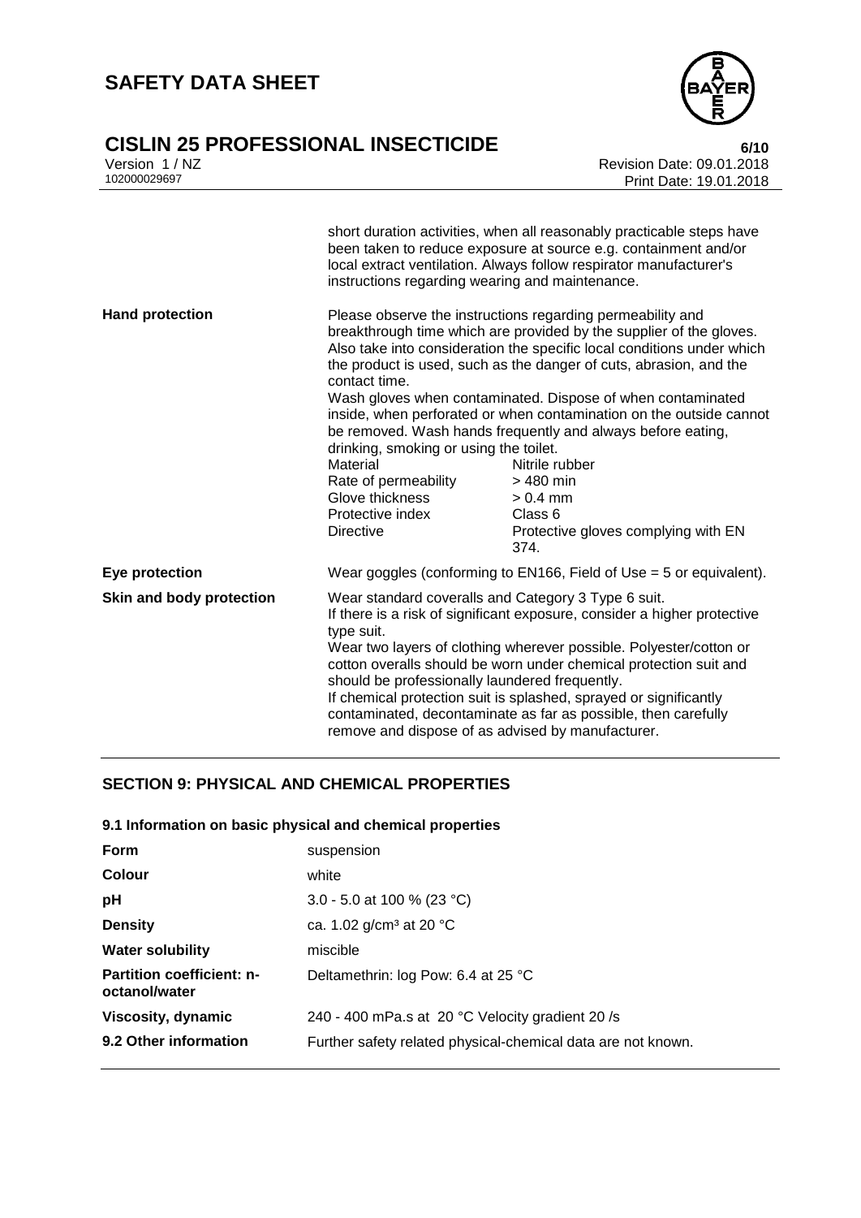| | |
|---|---|
| | short duration activities, when all reasonably practicable steps have been taken to reduce exposure at source e.g. containment and/or local extract ventilation. Always follow respirator manufacturer's instructions regarding wearing and maintenance. |
| **Hand protection** | Please observe the instructions regarding permeability and breakthrough time which are provided by the supplier of the gloves. Also take into consideration the specific local conditions under which the product is used, such as the danger of cuts, abrasion, and the contact time.<br>Wash gloves when contaminated. Dispose of when contaminated inside, when perforated or when contamination on the outside cannot be removed. Wash hands frequently and always before eating, drinking, smoking or using the toilet.<br>Material: Nitrile rubber<br>Rate of permeability: > 480 min<br>Glove thickness: > 0.4 mm<br>Protective index: Class 6<br>Directive: Protective gloves complying with EN 374. |
| **Eye protection** | Wear goggles (conforming to EN166, Field of Use = 5 or equivalent). |
| **Skin and body protection** | Wear standard coveralls and Category 3 Type 6 suit.<br>If there is a risk of significant exposure, consider a higher protective type suit.<br>Wear two layers of clothing wherever possible. Polyester/cotton or cotton overalls should be worn under chemical protection suit and should be professionally laundered frequently.<br>If chemical protection suit is splashed, sprayed or significantly contaminated, decontaminate as far as possible, then carefully remove and dispose of as advised by manufacturer. |

## SECTION 9: PHYSICAL AND CHEMICAL PROPERTIES

### 9.1 Information on basic physical and chemical properties

| | |
|---|---|
| **Form** | suspension |
| **Colour** | white |
| **pH** | 3.0 - 5.0 at 100 % (23 °C) |
| **Density** | ca. 1.02 g/cm³ at 20 °C |
| **Water solubility** | miscible |
| **Partition coefficient: n-octanol/water** | Deltamethrin: log Pow: 6.4 at 25 °C |
| **Viscosity, dynamic** | 240 - 400 mPa.s at 20 °C Velocity gradient 20 /s |
| **9.2 Other information** | Further safety related physical-chemical data are not known. |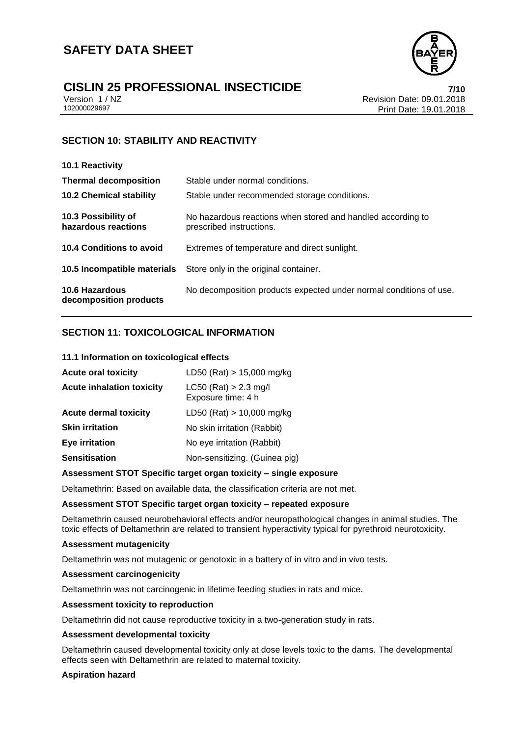## SECTION 10: STABILITY AND REACTIVITY

**10.1 Reactivity**

| | |
|---|---|
| **Thermal decomposition** | Stable under normal conditions. |
| **10.2 Chemical stability** | Stable under recommended storage conditions. |
| **10.3 Possibility of hazardous reactions** | No hazardous reactions when stored and handled according to prescribed instructions. |
| **10.4 Conditions to avoid** | Extremes of temperature and direct sunlight. |
| **10.5 Incompatible materials** | Store only in the original container. |
| **10.6 Hazardous decomposition products** | No decomposition products expected under normal conditions of use. |

## SECTION 11: TOXICOLOGICAL INFORMATION

**11.1 Information on toxicological effects**

| | |
|---|---|
| **Acute oral toxicity** | LD50 (Rat) > 15,000 mg/kg |
| **Acute inhalation toxicity** | LC50 (Rat) > 2.3 mg/l<br>Exposure time: 4 h |
| **Acute dermal toxicity** | LD50 (Rat) > 10,000 mg/kg |
| **Skin irritation** | No skin irritation (Rabbit) |
| **Eye irritation** | No eye irritation (Rabbit) |
| **Sensitisation** | Non-sensitizing. (Guinea pig) |

**Assessment STOT Specific target organ toxicity – single exposure**

Deltamethrin: Based on available data, the classification criteria are not met.

**Assessment STOT Specific target organ toxicity – repeated exposure**

Deltamethrin caused neurobehavioral effects and/or neuropathological changes in animal studies. The toxic effects of Deltamethrin are related to transient hyperactivity typical for pyrethroid neurotoxicity.

**Assessment mutagenicity**

Deltamethrin was not mutagenic or genotoxic in a battery of in vitro and in vivo tests.

**Assessment carcinogenicity**

Deltamethrin was not carcinogenic in lifetime feeding studies in rats and mice.

**Assessment toxicity to reproduction**

Deltamethrin did not cause reproductive toxicity in a two-generation study in rats.

**Assessment developmental toxicity**

Deltamethrin caused developmental toxicity only at dose levels toxic to the dams. The developmental effects seen with Deltamethrin are related to maternal toxicity.

**Aspiration hazard**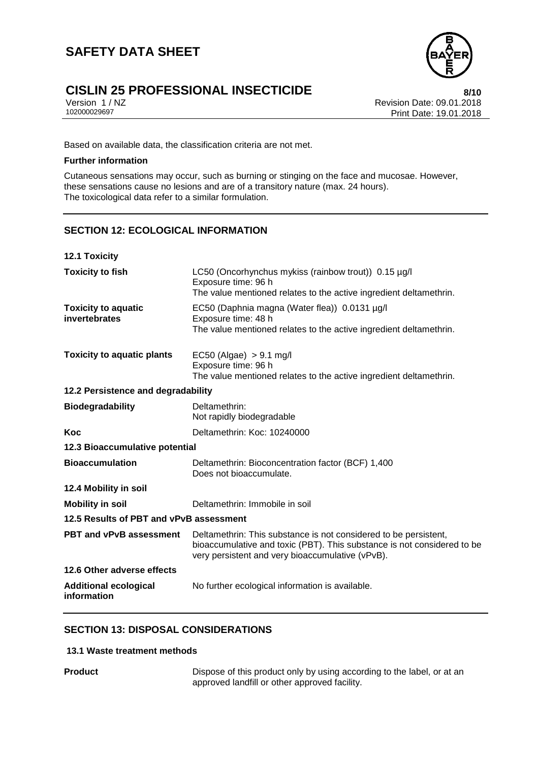Based on available data, the classification criteria are not met.

**Further information**

Cutaneous sensations may occur, such as burning or stinging on the face and mucosae. However, these sensations cause no lesions and are of a transitory nature (max. 24 hours).
The toxicological data refer to a similar formulation.

## SECTION 12: ECOLOGICAL INFORMATION

**12.1 Toxicity**

| | |
|---|---|
| **Toxicity to fish** | LC50 (Oncorhynchus mykiss (rainbow trout)) 0.15 µg/l<br>Exposure time: 96 h<br>The value mentioned relates to the active ingredient deltamethrin. |
| **Toxicity to aquatic invertebrates** | EC50 (Daphnia magna (Water flea)) 0.0131 µg/l<br>Exposure time: 48 h<br>The value mentioned relates to the active ingredient deltamethrin. |
| **Toxicity to aquatic plants** | EC50 (Algae) > 9.1 mg/l<br>Exposure time: 96 h<br>The value mentioned relates to the active ingredient deltamethrin. |

**12.2 Persistence and degradability**

| | |
|---|---|
| **Biodegradability** | Deltamethrin:<br>Not rapidly biodegradable |
| **Koc** | Deltamethrin: Koc: 10240000 |

**12.3 Bioaccumulative potential**

| | |
|---|---|
| **Bioaccumulation** | Deltamethrin: Bioconcentration factor (BCF) 1,400<br>Does not bioaccumulate. |

**12.4 Mobility in soil**

| | |
|---|---|
| **Mobility in soil** | Deltamethrin: Immobile in soil |

**12.5 Results of PBT and vPvB assessment**

| | |
|---|---|
| **PBT and vPvB assessment** | Deltamethrin: This substance is not considered to be persistent, bioaccumulative and toxic (PBT). This substance is not considered to be very persistent and very bioaccumulative (vPvB). |

**12.6 Other adverse effects**

| | |
|---|---|
| **Additional ecological information** | No further ecological information is available. |

## SECTION 13: DISPOSAL CONSIDERATIONS

**13.1 Waste treatment methods**

| | |
|---|---|
| **Product** | Dispose of this product only by using according to the label, or at an approved landfill or other approved facility. |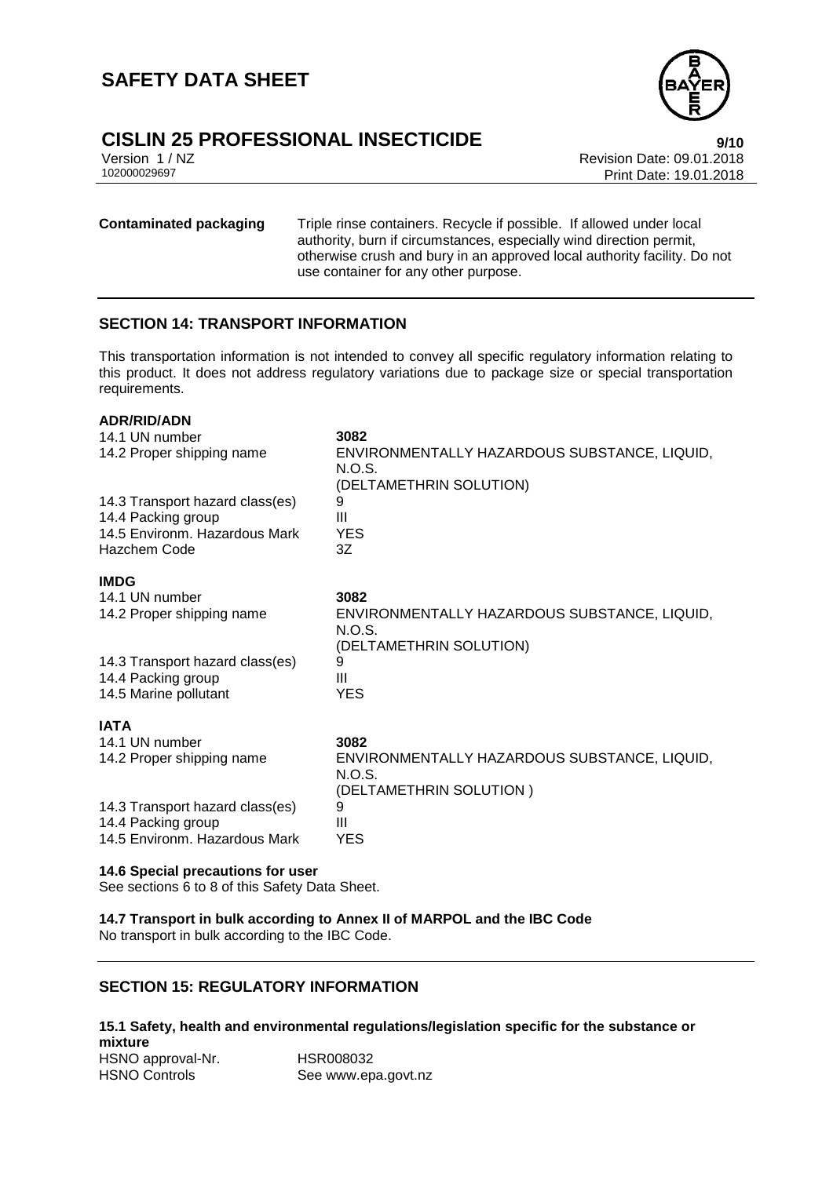| | |
|---|---|
| **Contaminated packaging** | Triple rinse containers. Recycle if possible. If allowed under local authority, burn if circumstances, especially wind direction permit, otherwise crush and bury in an approved local authority facility. Do not use container for any other purpose. |

## SECTION 14: TRANSPORT INFORMATION

This transportation information is not intended to convey all specific regulatory information relating to this product. It does not address regulatory variations due to package size or special transportation requirements.

**ADR/RID/ADN**

| | |
|---|---|
| 14.1 UN number | **3082** |
| 14.2 Proper shipping name | ENVIRONMENTALLY HAZARDOUS SUBSTANCE, LIQUID, N.O.S. (DELTAMETHRIN SOLUTION) |
| 14.3 Transport hazard class(es) | 9 |
| 14.4 Packing group | III |
| 14.5 Environm. Hazardous Mark | YES |
| Hazchem Code | 3Z |

**IMDG**

| | |
|---|---|
| 14.1 UN number | **3082** |
| 14.2 Proper shipping name | ENVIRONMENTALLY HAZARDOUS SUBSTANCE, LIQUID, N.O.S. (DELTAMETHRIN SOLUTION) |
| 14.3 Transport hazard class(es) | 9 |
| 14.4 Packing group | III |
| 14.5 Marine pollutant | YES |

**IATA**

| | |
|---|---|
| 14.1 UN number | **3082** |
| 14.2 Proper shipping name | ENVIRONMENTALLY HAZARDOUS SUBSTANCE, LIQUID, N.O.S. (DELTAMETHRIN SOLUTION ) |
| 14.3 Transport hazard class(es) | 9 |
| 14.4 Packing group | III |
| 14.5 Environm. Hazardous Mark | YES |

**14.6 Special precautions for user**

See sections 6 to 8 of this Safety Data Sheet.

**14.7 Transport in bulk according to Annex II of MARPOL and the IBC Code**

No transport in bulk according to the IBC Code.

## SECTION 15: REGULATORY INFORMATION

**15.1 Safety, health and environmental regulations/legislation specific for the substance or mixture**

| | |
|---|---|
| HSNO approval-Nr. | HSR008032 |
| HSNO Controls | See www.epa.govt.nz |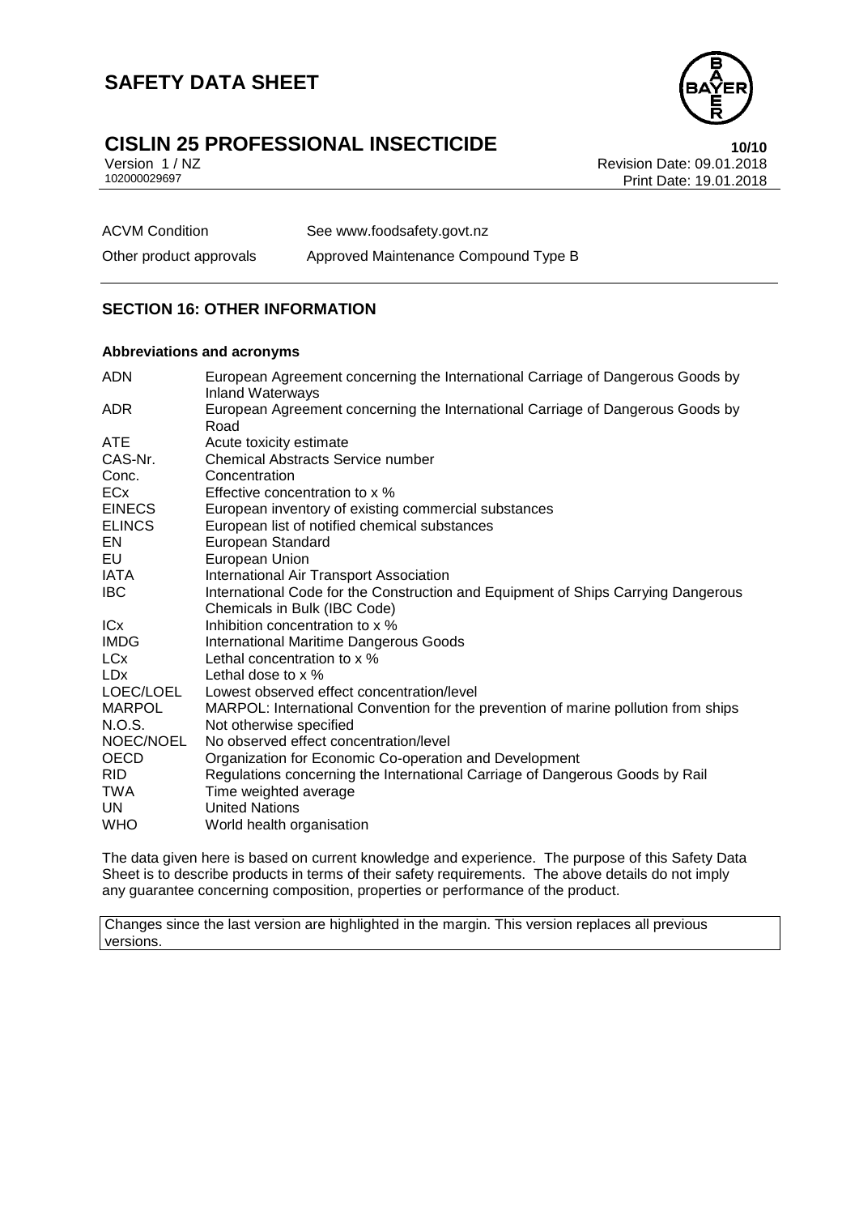| | |
|---|---|
| ACVM Condition | See www.foodsafety.govt.nz |
| Other product approvals | Approved Maintenance Compound Type B |

## SECTION 16: OTHER INFORMATION

**Abbreviations and acronyms**

| | |
|---|---|
| ADN | European Agreement concerning the International Carriage of Dangerous Goods by Inland Waterways |
| ADR | European Agreement concerning the International Carriage of Dangerous Goods by Road |
| ATE | Acute toxicity estimate |
| CAS-Nr. | Chemical Abstracts Service number |
| Conc. | Concentration |
| ECx | Effective concentration to x % |
| EINECS | European inventory of existing commercial substances |
| ELINCS | European list of notified chemical substances |
| EN | European Standard |
| EU | European Union |
| IATA | International Air Transport Association |
| IBC | International Code for the Construction and Equipment of Ships Carrying Dangerous Chemicals in Bulk (IBC Code) |
| ICx | Inhibition concentration to x % |
| IMDG | International Maritime Dangerous Goods |
| LCx | Lethal concentration to x % |
| LDx | Lethal dose to x % |
| LOEC/LOEL | Lowest observed effect concentration/level |
| MARPOL | MARPOL: International Convention for the prevention of marine pollution from ships |
| N.O.S. | Not otherwise specified |
| NOEC/NOEL | No observed effect concentration/level |
| OECD | Organization for Economic Co-operation and Development |
| RID | Regulations concerning the International Carriage of Dangerous Goods by Rail |
| TWA | Time weighted average |
| UN | United Nations |
| WHO | World health organisation |

The data given here is based on current knowledge and experience. The purpose of this Safety Data Sheet is to describe products in terms of their safety requirements. The above details do not imply any guarantee concerning composition, properties or performance of the product.

Changes since the last version are highlighted in the margin. This version replaces all previous versions.